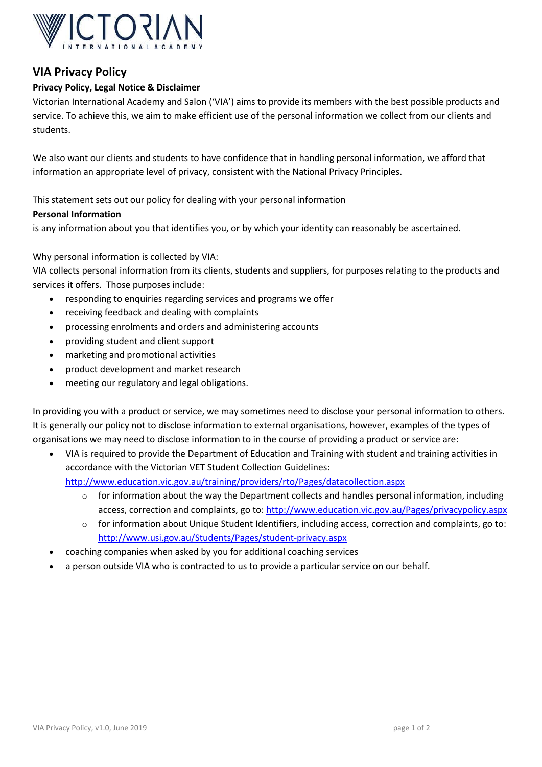## VIA Privacy Policy

**Privacy Policy, Legal Notice & Disclaimer**

Victorian International Academy and Salon ('VIA') aims to provide its members with the best possible products and service. To achieve this, we aim to make efficient use of the personal information we collect from our clients and students.

We also want our clients and students to have confidence that in handling personal information, we afford that information an appropriate level of privacy, consistent with the National Privacy Principles.

This statement sets out our policy for dealing with your personal information

**Personal Information**

is any information about you that identifies you, or by which your identity can reasonably be ascertained.

Why personal information is collected by VIA:

VIA collects personal information from its clients, students and suppliers, for purposes relating to the products and services it offers. Those purposes include:

- responding to enquiries regarding services and programs we offer
- receiving feedback and dealing with complaints
- processing enrolments and orders and administering accounts
- providing student and client support
- marketing and promotional activities
- product development and market research
- meeting our regulatory and legal obligations.

In providing you with a product or service, we may sometimes need to disclose your personal information to others. It is generally our policy not to disclose information to external organisations, however, examples of the types of organisations we may need to disclose information to in the course of providing a product or service are:

- VIA is required to provide the Department of Education and Training with student and training activities in accordance with the Victorian VET Student Collection Guidelines: http://www.education.vic.gov.au/training/providers/rto/Pages/datacollection.aspx
  - for information about the way the Department collects and handles personal information, including access, correction and complaints, go to: http://www.education.vic.gov.au/Pages/privacypolicy.aspx
  - for information about Unique Student Identifiers, including access, correction and complaints, go to: http://www.usi.gov.au/Students/Pages/student-privacy.aspx
- coaching companies when asked by you for additional coaching services
- a person outside VIA who is contracted to us to provide a particular service on our behalf.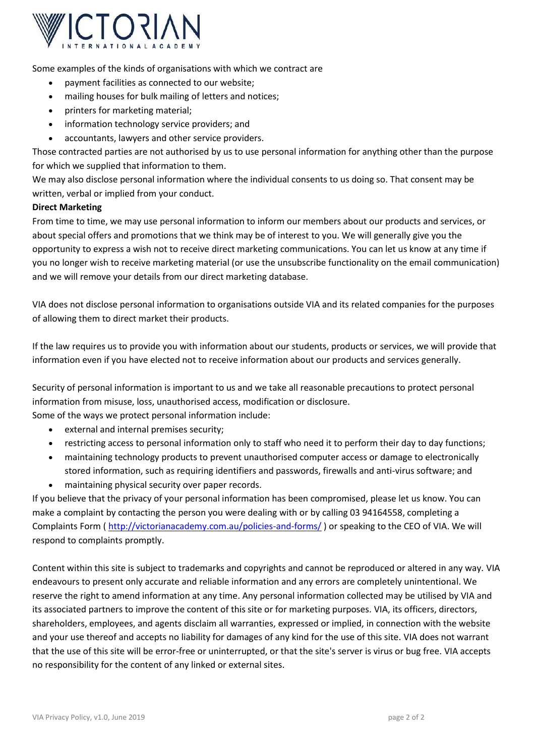Some examples of the kinds of organisations with which we contract are

- payment facilities as connected to our website;
- mailing houses for bulk mailing of letters and notices;
- printers for marketing material;
- information technology service providers; and
- accountants, lawyers and other service providers.

Those contracted parties are not authorised by us to use personal information for anything other than the purpose for which we supplied that information to them.

We may also disclose personal information where the individual consents to us doing so. That consent may be written, verbal or implied from your conduct.

**Direct Marketing**

From time to time, we may use personal information to inform our members about our products and services, or about special offers and promotions that we think may be of interest to you. We will generally give you the opportunity to express a wish not to receive direct marketing communications. You can let us know at any time if you no longer wish to receive marketing material (or use the unsubscribe functionality on the email communication) and we will remove your details from our direct marketing database.

VIA does not disclose personal information to organisations outside VIA and its related companies for the purposes of allowing them to direct market their products.

If the law requires us to provide you with information about our students, products or services, we will provide that information even if you have elected not to receive information about our products and services generally.

Security of personal information is important to us and we take all reasonable precautions to protect personal information from misuse, loss, unauthorised access, modification or disclosure.

Some of the ways we protect personal information include:

- external and internal premises security;
- restricting access to personal information only to staff who need it to perform their day to day functions;
- maintaining technology products to prevent unauthorised computer access or damage to electronically stored information, such as requiring identifiers and passwords, firewalls and anti-virus software; and
- maintaining physical security over paper records.

If you believe that the privacy of your personal information has been compromised, please let us know. You can make a complaint by contacting the person you were dealing with or by calling 03 94164558, completing a Complaints Form ( http://victorianacademy.com.au/policies-and-forms/ ) or speaking to the CEO of VIA. We will respond to complaints promptly.

Content within this site is subject to trademarks and copyrights and cannot be reproduced or altered in any way. VIA endeavours to present only accurate and reliable information and any errors are completely unintentional. We reserve the right to amend information at any time. Any personal information collected may be utilised by VIA and its associated partners to improve the content of this site or for marketing purposes. VIA, its officers, directors, shareholders, employees, and agents disclaim all warranties, expressed or implied, in connection with the website and your use thereof and accepts no liability for damages of any kind for the use of this site. VIA does not warrant that the use of this site will be error-free or uninterrupted, or that the site's server is virus or bug free. VIA accepts no responsibility for the content of any linked or external sites.